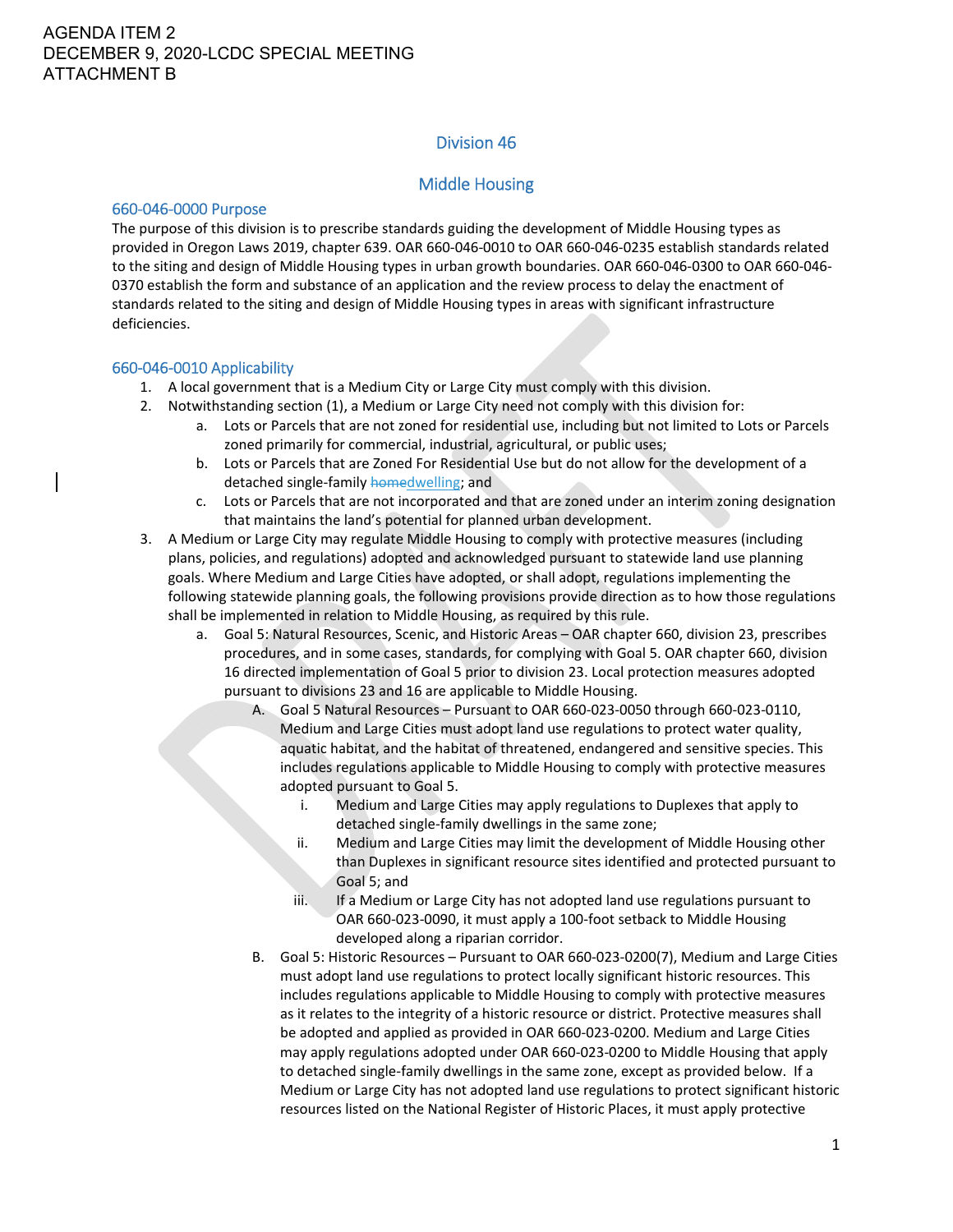AGENDA ITEM 2
DECEMBER 9, 2020-LCDC SPECIAL MEETING
ATTACHMENT B

# Division 46

## Middle Housing

### 660-046-0000 Purpose

The purpose of this division is to prescribe standards guiding the development of Middle Housing types as provided in Oregon Laws 2019, chapter 639. OAR 660-046-0010 to OAR 660-046-0235 establish standards related to the siting and design of Middle Housing types in urban growth boundaries. OAR 660-046-0300 to OAR 660-046-0370 establish the form and substance of an application and the review process to delay the enactment of standards related to the siting and design of Middle Housing types in areas with significant infrastructure deficiencies.

### 660-046-0010 Applicability

1. A local government that is a Medium City or Large City must comply with this division.
2. Notwithstanding section (1), a Medium or Large City need not comply with this division for:
   a. Lots or Parcels that are not zoned for residential use, including but not limited to Lots or Parcels zoned primarily for commercial, industrial, agricultural, or public uses;
   b. Lots or Parcels that are Zoned For Residential Use but do not allow for the development of a detached single-family ~~home~~dwelling; and
   c. Lots or Parcels that are not incorporated and that are zoned under an interim zoning designation that maintains the land's potential for planned urban development.
3. A Medium or Large City may regulate Middle Housing to comply with protective measures (including plans, policies, and regulations) adopted and acknowledged pursuant to statewide land use planning goals. Where Medium and Large Cities have adopted, or shall adopt, regulations implementing the following statewide planning goals, the following provisions provide direction as to how those regulations shall be implemented in relation to Middle Housing, as required by this rule.
   a. Goal 5: Natural Resources, Scenic, and Historic Areas – OAR chapter 660, division 23, prescribes procedures, and in some cases, standards, for complying with Goal 5. OAR chapter 660, division 16 directed implementation of Goal 5 prior to division 23. Local protection measures adopted pursuant to divisions 23 and 16 are applicable to Middle Housing.
      A. Goal 5 Natural Resources – Pursuant to OAR 660-023-0050 through 660-023-0110, Medium and Large Cities must adopt land use regulations to protect water quality, aquatic habitat, and the habitat of threatened, endangered and sensitive species. This includes regulations applicable to Middle Housing to comply with protective measures adopted pursuant to Goal 5.
         i. Medium and Large Cities may apply regulations to Duplexes that apply to detached single-family dwellings in the same zone;
         ii. Medium and Large Cities may limit the development of Middle Housing other than Duplexes in significant resource sites identified and protected pursuant to Goal 5; and
         iii. If a Medium or Large City has not adopted land use regulations pursuant to OAR 660-023-0090, it must apply a 100-foot setback to Middle Housing developed along a riparian corridor.
      B. Goal 5: Historic Resources – Pursuant to OAR 660-023-0200(7), Medium and Large Cities must adopt land use regulations to protect locally significant historic resources. This includes regulations applicable to Middle Housing to comply with protective measures as it relates to the integrity of a historic resource or district. Protective measures shall be adopted and applied as provided in OAR 660-023-0200. Medium and Large Cities may apply regulations adopted under OAR 660-023-0200 to Middle Housing that apply to detached single-family dwellings in the same zone, except as provided below. If a Medium or Large City has not adopted land use regulations to protect significant historic resources listed on the National Register of Historic Places, it must apply protective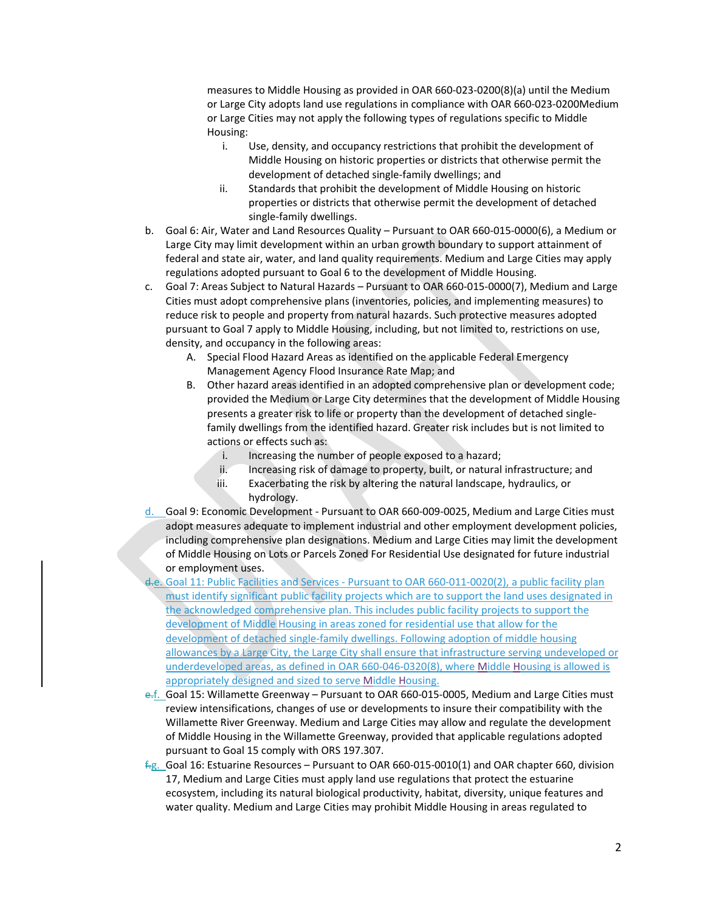measures to Middle Housing as provided in OAR 660-023-0200(8)(a) until the Medium or Large City adopts land use regulations in compliance with OAR 660-023-0200Medium or Large Cities may not apply the following types of regulations specific to Middle Housing:

   i. Use, density, and occupancy restrictions that prohibit the development of Middle Housing on historic properties or districts that otherwise permit the development of detached single-family dwellings; and
   ii. Standards that prohibit the development of Middle Housing on historic properties or districts that otherwise permit the development of detached single-family dwellings.

b. Goal 6: Air, Water and Land Resources Quality – Pursuant to OAR 660-015-0000(6), a Medium or Large City may limit development within an urban growth boundary to support attainment of federal and state air, water, and land quality requirements. Medium and Large Cities may apply regulations adopted pursuant to Goal 6 to the development of Middle Housing.

c. Goal 7: Areas Subject to Natural Hazards – Pursuant to OAR 660-015-0000(7), Medium and Large Cities must adopt comprehensive plans (inventories, policies, and implementing measures) to reduce risk to people and property from natural hazards. Such protective measures adopted pursuant to Goal 7 apply to Middle Housing, including, but not limited to, restrictions on use, density, and occupancy in the following areas:

   A. Special Flood Hazard Areas as identified on the applicable Federal Emergency Management Agency Flood Insurance Rate Map; and
   B. Other hazard areas identified in an adopted comprehensive plan or development code; provided the Medium or Large City determines that the development of Middle Housing presents a greater risk to life or property than the development of detached single-family dwellings from the identified hazard. Greater risk includes but is not limited to actions or effects such as:
      i. Increasing the number of people exposed to a hazard;
      ii. Increasing risk of damage to property, built, or natural infrastructure; and
      iii. Exacerbating the risk by altering the natural landscape, hydraulics, or hydrology.

d. Goal 9: Economic Development - Pursuant to OAR 660-009-0025, Medium and Large Cities must adopt measures adequate to implement industrial and other employment development policies, including comprehensive plan designations. Medium and Large Cities may limit the development of Middle Housing on Lots or Parcels Zoned For Residential Use designated for future industrial or employment uses.

~~d.~~e. Goal 11: Public Facilities and Services - Pursuant to OAR 660-011-0020(2), a public facility plan must identify significant public facility projects which are to support the land uses designated in the acknowledged comprehensive plan. This includes public facility projects to support the development of Middle Housing in areas zoned for residential use that allow for the development of detached single-family dwellings. Following adoption of middle housing allowances by a Large City, the Large City shall ensure that infrastructure serving undeveloped or underdeveloped areas, as defined in OAR 660-046-0320(8), where Middle Housing is allowed is appropriately designed and sized to serve Middle Housing.

~~e.~~f. Goal 15: Willamette Greenway – Pursuant to OAR 660-015-0005, Medium and Large Cities must review intensifications, changes of use or developments to insure their compatibility with the Willamette River Greenway. Medium and Large Cities may allow and regulate the development of Middle Housing in the Willamette Greenway, provided that applicable regulations adopted pursuant to Goal 15 comply with ORS 197.307.

~~f.~~g. Goal 16: Estuarine Resources – Pursuant to OAR 660-015-0010(1) and OAR chapter 660, division 17, Medium and Large Cities must apply land use regulations that protect the estuarine ecosystem, including its natural biological productivity, habitat, diversity, unique features and water quality. Medium and Large Cities may prohibit Middle Housing in areas regulated to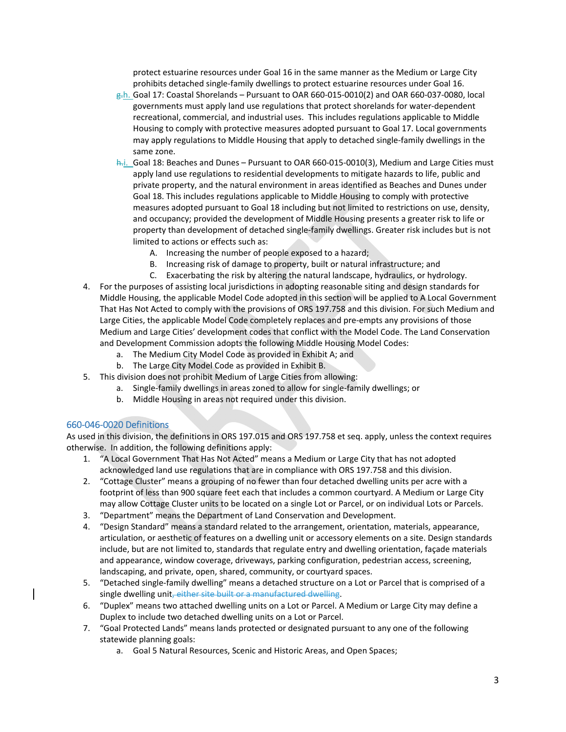protect estuarine resources under Goal 16 in the same manner as the Medium or Large City prohibits detached single-family dwellings to protect estuarine resources under Goal 16.

g.h. Goal 17: Coastal Shorelands – Pursuant to OAR 660-015-0010(2) and OAR 660-037-0080, local governments must apply land use regulations that protect shorelands for water-dependent recreational, commercial, and industrial uses. This includes regulations applicable to Middle Housing to comply with protective measures adopted pursuant to Goal 17. Local governments may apply regulations to Middle Housing that apply to detached single-family dwellings in the same zone.

h.i. Goal 18: Beaches and Dunes – Pursuant to OAR 660-015-0010(3), Medium and Large Cities must apply land use regulations to residential developments to mitigate hazards to life, public and private property, and the natural environment in areas identified as Beaches and Dunes under Goal 18. This includes regulations applicable to Middle Housing to comply with protective measures adopted pursuant to Goal 18 including but not limited to restrictions on use, density, and occupancy; provided the development of Middle Housing presents a greater risk to life or property than development of detached single-family dwellings. Greater risk includes but is not limited to actions or effects such as:

   A. Increasing the number of people exposed to a hazard;
   B. Increasing risk of damage to property, built or natural infrastructure; and
   C. Exacerbating the risk by altering the natural landscape, hydraulics, or hydrology.

4. For the purposes of assisting local jurisdictions in adopting reasonable siting and design standards for Middle Housing, the applicable Model Code adopted in this section will be applied to A Local Government That Has Not Acted to comply with the provisions of ORS 197.758 and this division. For such Medium and Large Cities, the applicable Model Code completely replaces and pre-empts any provisions of those Medium and Large Cities' development codes that conflict with the Model Code. The Land Conservation and Development Commission adopts the following Middle Housing Model Codes:
   a. The Medium City Model Code as provided in Exhibit A; and
   b. The Large City Model Code as provided in Exhibit B.
5. This division does not prohibit Medium of Large Cities from allowing:
   a. Single-family dwellings in areas zoned to allow for single-family dwellings; or
   b. Middle Housing in areas not required under this division.

## 660-046-0020 Definitions

As used in this division, the definitions in ORS 197.015 and ORS 197.758 et seq. apply, unless the context requires otherwise. In addition, the following definitions apply:

1. "A Local Government That Has Not Acted" means a Medium or Large City that has not adopted acknowledged land use regulations that are in compliance with ORS 197.758 and this division.
2. "Cottage Cluster" means a grouping of no fewer than four detached dwelling units per acre with a footprint of less than 900 square feet each that includes a common courtyard. A Medium or Large City may allow Cottage Cluster units to be located on a single Lot or Parcel, or on individual Lots or Parcels.
3. "Department" means the Department of Land Conservation and Development.
4. "Design Standard" means a standard related to the arrangement, orientation, materials, appearance, articulation, or aesthetic of features on a dwelling unit or accessory elements on a site. Design standards include, but are not limited to, standards that regulate entry and dwelling orientation, façade materials and appearance, window coverage, driveways, parking configuration, pedestrian access, screening, landscaping, and private, open, shared, community, or courtyard spaces.
5. "Detached single-family dwelling" means a detached structure on a Lot or Parcel that is comprised of a single dwelling unit, either site built or a manufactured dwelling.
6. "Duplex" means two attached dwelling units on a Lot or Parcel. A Medium or Large City may define a Duplex to include two detached dwelling units on a Lot or Parcel.
7. "Goal Protected Lands" means lands protected or designated pursuant to any one of the following statewide planning goals:
   a. Goal 5 Natural Resources, Scenic and Historic Areas, and Open Spaces;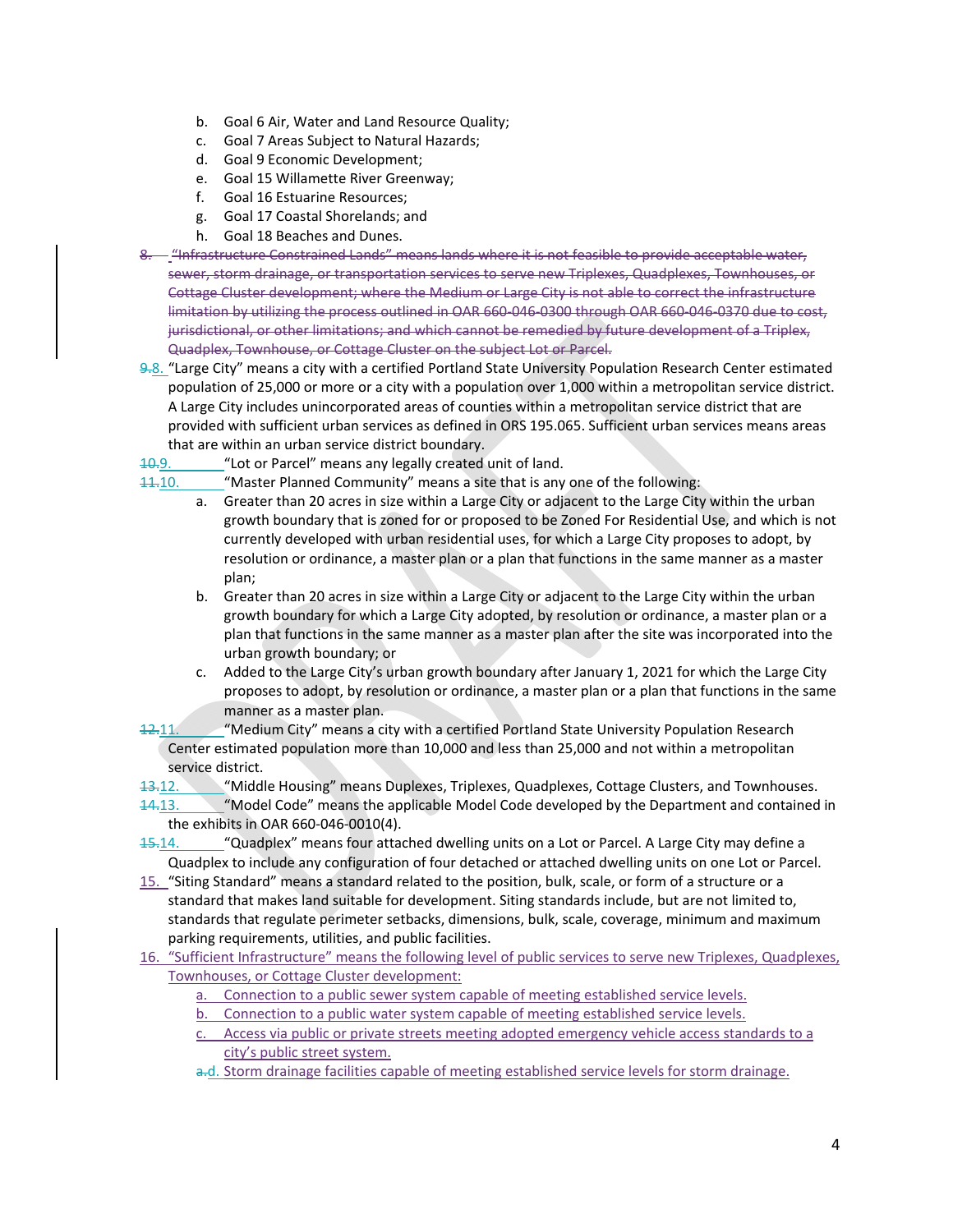b. Goal 6 Air, Water and Land Resource Quality;
c. Goal 7 Areas Subject to Natural Hazards;
d. Goal 9 Economic Development;
e. Goal 15 Willamette River Greenway;
f. Goal 16 Estuarine Resources;
g. Goal 17 Coastal Shorelands; and
h. Goal 18 Beaches and Dunes.

~~8. "Infrastructure Constrained Lands" means lands where it is not feasible to provide acceptable water, sewer, storm drainage, or transportation services to serve new Triplexes, Quadplexes, Townhouses, or Cottage Cluster development; where the Medium or Large City is not able to correct the infrastructure limitation by utilizing the process outlined in OAR 660-046-0300 through OAR 660-046-0370 due to cost, jurisdictional, or other limitations; and which cannot be remedied by future development of a Triplex, Quadplex, Townhouse, or Cottage Cluster on the subject Lot or Parcel.~~

~~9.~~8. "Large City" means a city with a certified Portland State University Population Research Center estimated population of 25,000 or more or a city with a population over 1,000 within a metropolitan service district. A Large City includes unincorporated areas of counties within a metropolitan service district that are provided with sufficient urban services as defined in ORS 195.065. Sufficient urban services means areas that are within an urban service district boundary.

~~10.~~9. "Lot or Parcel" means any legally created unit of land.

~~11.~~10. "Master Planned Community" means a site that is any one of the following:

a. Greater than 20 acres in size within a Large City or adjacent to the Large City within the urban growth boundary that is zoned for or proposed to be Zoned For Residential Use, and which is not currently developed with urban residential uses, for which a Large City proposes to adopt, by resolution or ordinance, a master plan or a plan that functions in the same manner as a master plan;
b. Greater than 20 acres in size within a Large City or adjacent to the Large City within the urban growth boundary for which a Large City adopted, by resolution or ordinance, a master plan or a plan that functions in the same manner as a master plan after the site was incorporated into the urban growth boundary; or
c. Added to the Large City's urban growth boundary after January 1, 2021 for which the Large City proposes to adopt, by resolution or ordinance, a master plan or a plan that functions in the same manner as a master plan.

~~12.~~11. "Medium City" means a city with a certified Portland State University Population Research Center estimated population more than 10,000 and less than 25,000 and not within a metropolitan service district.

~~13.~~12. "Middle Housing" means Duplexes, Triplexes, Quadplexes, Cottage Clusters, and Townhouses.

~~14.~~13. "Model Code" means the applicable Model Code developed by the Department and contained in the exhibits in OAR 660-046-0010(4).

~~15.~~14. "Quadplex" means four attached dwelling units on a Lot or Parcel. A Large City may define a Quadplex to include any configuration of four detached or attached dwelling units on one Lot or Parcel.

15. "Siting Standard" means a standard related to the position, bulk, scale, or form of a structure or a standard that makes land suitable for development. Siting standards include, but are not limited to, standards that regulate perimeter setbacks, dimensions, bulk, scale, coverage, minimum and maximum parking requirements, utilities, and public facilities.

16. "Sufficient Infrastructure" means the following level of public services to serve new Triplexes, Quadplexes, Townhouses, or Cottage Cluster development:

a. Connection to a public sewer system capable of meeting established service levels.
b. Connection to a public water system capable of meeting established service levels.
c. Access via public or private streets meeting adopted emergency vehicle access standards to a city's public street system.
~~a.~~d. Storm drainage facilities capable of meeting established service levels for storm drainage.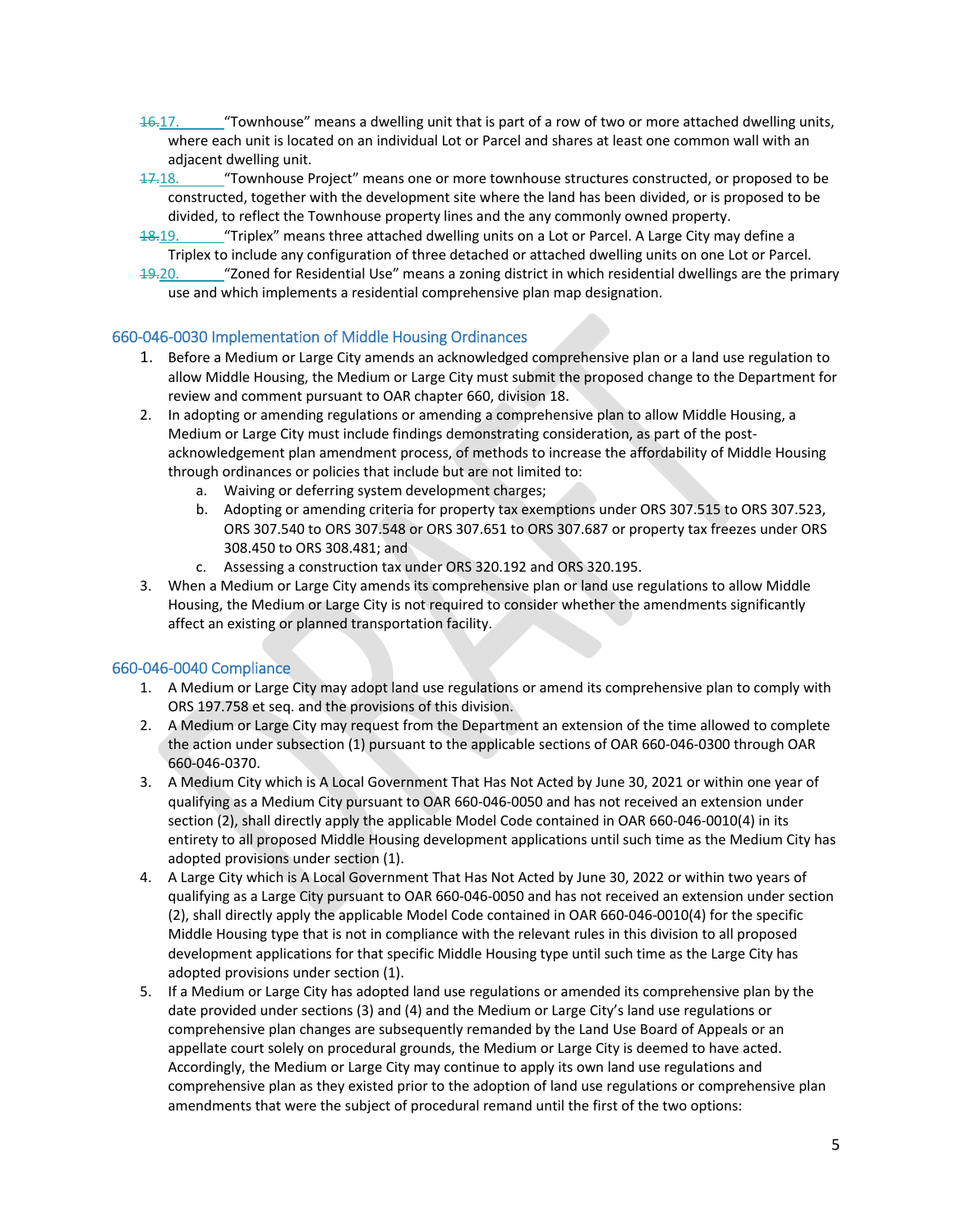16.17. “Townhouse” means a dwelling unit that is part of a row of two or more attached dwelling units, where each unit is located on an individual Lot or Parcel and shares at least one common wall with an adjacent dwelling unit.

17.18. “Townhouse Project” means one or more townhouse structures constructed, or proposed to be constructed, together with the development site where the land has been divided, or is proposed to be divided, to reflect the Townhouse property lines and the any commonly owned property.

18.19. “Triplex” means three attached dwelling units on a Lot or Parcel. A Large City may define a Triplex to include any configuration of three detached or attached dwelling units on one Lot or Parcel.

19.20. “Zoned for Residential Use” means a zoning district in which residential dwellings are the primary use and which implements a residential comprehensive plan map designation.

### 660-046-0030 Implementation of Middle Housing Ordinances

1. Before a Medium or Large City amends an acknowledged comprehensive plan or a land use regulation to allow Middle Housing, the Medium or Large City must submit the proposed change to the Department for review and comment pursuant to OAR chapter 660, division 18.
2. In adopting or amending regulations or amending a comprehensive plan to allow Middle Housing, a Medium or Large City must include findings demonstrating consideration, as part of the post-acknowledgement plan amendment process, of methods to increase the affordability of Middle Housing through ordinances or policies that include but are not limited to:
   a. Waiving or deferring system development charges;
   b. Adopting or amending criteria for property tax exemptions under ORS 307.515 to ORS 307.523, ORS 307.540 to ORS 307.548 or ORS 307.651 to ORS 307.687 or property tax freezes under ORS 308.450 to ORS 308.481; and
   c. Assessing a construction tax under ORS 320.192 and ORS 320.195.
3. When a Medium or Large City amends its comprehensive plan or land use regulations to allow Middle Housing, the Medium or Large City is not required to consider whether the amendments significantly affect an existing or planned transportation facility.

### 660-046-0040 Compliance

1. A Medium or Large City may adopt land use regulations or amend its comprehensive plan to comply with ORS 197.758 et seq. and the provisions of this division.
2. A Medium or Large City may request from the Department an extension of the time allowed to complete the action under subsection (1) pursuant to the applicable sections of OAR 660-046-0300 through OAR 660-046-0370.
3. A Medium City which is A Local Government That Has Not Acted by June 30, 2021 or within one year of qualifying as a Medium City pursuant to OAR 660-046-0050 and has not received an extension under section (2), shall directly apply the applicable Model Code contained in OAR 660-046-0010(4) in its entirety to all proposed Middle Housing development applications until such time as the Medium City has adopted provisions under section (1).
4. A Large City which is A Local Government That Has Not Acted by June 30, 2022 or within two years of qualifying as a Large City pursuant to OAR 660-046-0050 and has not received an extension under section (2), shall directly apply the applicable Model Code contained in OAR 660-046-0010(4) for the specific Middle Housing type that is not in compliance with the relevant rules in this division to all proposed development applications for that specific Middle Housing type until such time as the Large City has adopted provisions under section (1).
5. If a Medium or Large City has adopted land use regulations or amended its comprehensive plan by the date provided under sections (3) and (4) and the Medium or Large City’s land use regulations or comprehensive plan changes are subsequently remanded by the Land Use Board of Appeals or an appellate court solely on procedural grounds, the Medium or Large City is deemed to have acted. Accordingly, the Medium or Large City may continue to apply its own land use regulations and comprehensive plan as they existed prior to the adoption of land use regulations or comprehensive plan amendments that were the subject of procedural remand until the first of the two options: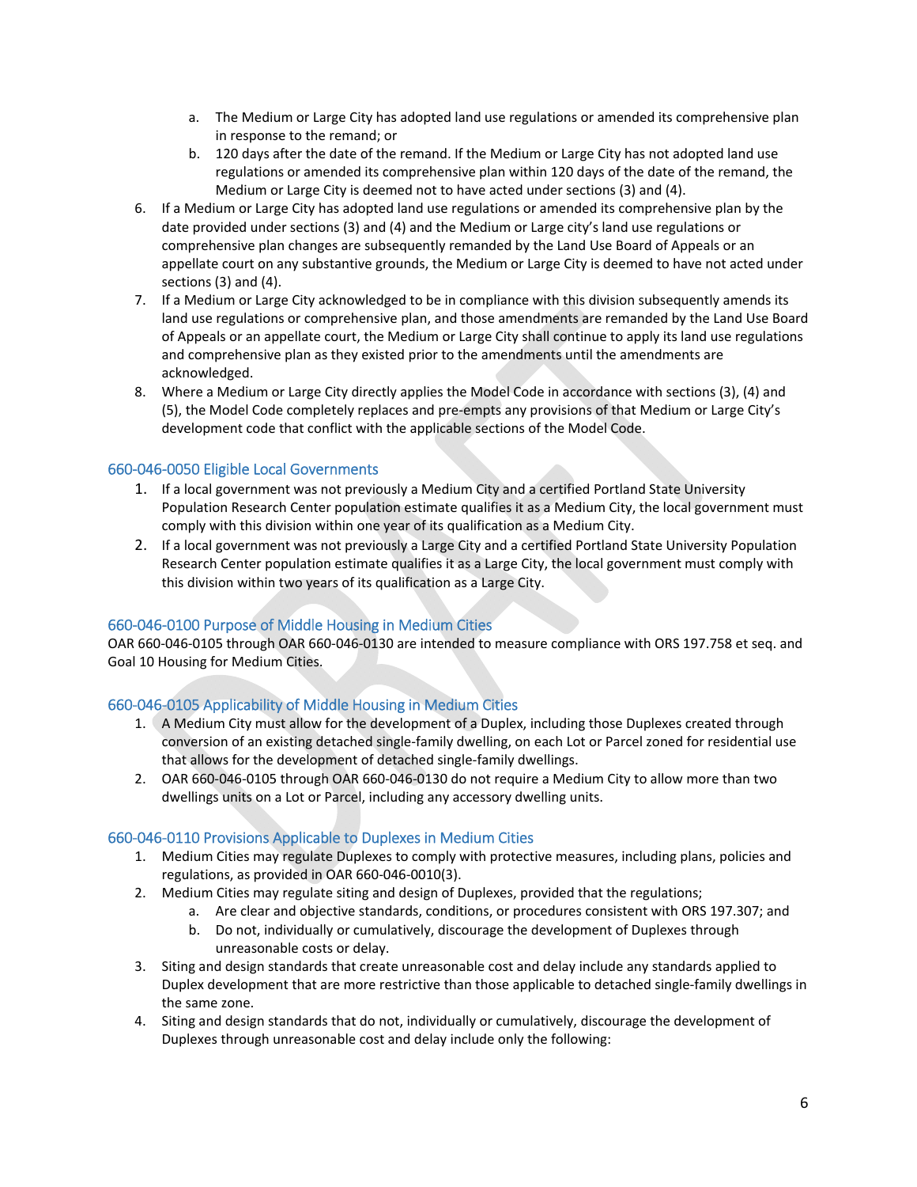a. The Medium or Large City has adopted land use regulations or amended its comprehensive plan in response to the remand; or
   b. 120 days after the date of the remand. If the Medium or Large City has not adopted land use regulations or amended its comprehensive plan within 120 days of the date of the remand, the Medium or Large City is deemed not to have acted under sections (3) and (4).
6. If a Medium or Large City has adopted land use regulations or amended its comprehensive plan by the date provided under sections (3) and (4) and the Medium or Large city's land use regulations or comprehensive plan changes are subsequently remanded by the Land Use Board of Appeals or an appellate court on any substantive grounds, the Medium or Large City is deemed to have not acted under sections (3) and (4).
7. If a Medium or Large City acknowledged to be in compliance with this division subsequently amends its land use regulations or comprehensive plan, and those amendments are remanded by the Land Use Board of Appeals or an appellate court, the Medium or Large City shall continue to apply its land use regulations and comprehensive plan as they existed prior to the amendments until the amendments are acknowledged.
8. Where a Medium or Large City directly applies the Model Code in accordance with sections (3), (4) and (5), the Model Code completely replaces and pre-empts any provisions of that Medium or Large City's development code that conflict with the applicable sections of the Model Code.

## 660-046-0050 Eligible Local Governments

1. If a local government was not previously a Medium City and a certified Portland State University Population Research Center population estimate qualifies it as a Medium City, the local government must comply with this division within one year of its qualification as a Medium City.
2. If a local government was not previously a Large City and a certified Portland State University Population Research Center population estimate qualifies it as a Large City, the local government must comply with this division within two years of its qualification as a Large City.

## 660-046-0100 Purpose of Middle Housing in Medium Cities

OAR 660-046-0105 through OAR 660-046-0130 are intended to measure compliance with ORS 197.758 et seq. and Goal 10 Housing for Medium Cities.

## 660-046-0105 Applicability of Middle Housing in Medium Cities

1. A Medium City must allow for the development of a Duplex, including those Duplexes created through conversion of an existing detached single-family dwelling, on each Lot or Parcel zoned for residential use that allows for the development of detached single-family dwellings.
2. OAR 660-046-0105 through OAR 660-046-0130 do not require a Medium City to allow more than two dwellings units on a Lot or Parcel, including any accessory dwelling units.

## 660-046-0110 Provisions Applicable to Duplexes in Medium Cities

1. Medium Cities may regulate Duplexes to comply with protective measures, including plans, policies and regulations, as provided in OAR 660-046-0010(3).
2. Medium Cities may regulate siting and design of Duplexes, provided that the regulations;
   a. Are clear and objective standards, conditions, or procedures consistent with ORS 197.307; and
   b. Do not, individually or cumulatively, discourage the development of Duplexes through unreasonable costs or delay.
3. Siting and design standards that create unreasonable cost and delay include any standards applied to Duplex development that are more restrictive than those applicable to detached single-family dwellings in the same zone.
4. Siting and design standards that do not, individually or cumulatively, discourage the development of Duplexes through unreasonable cost and delay include only the following: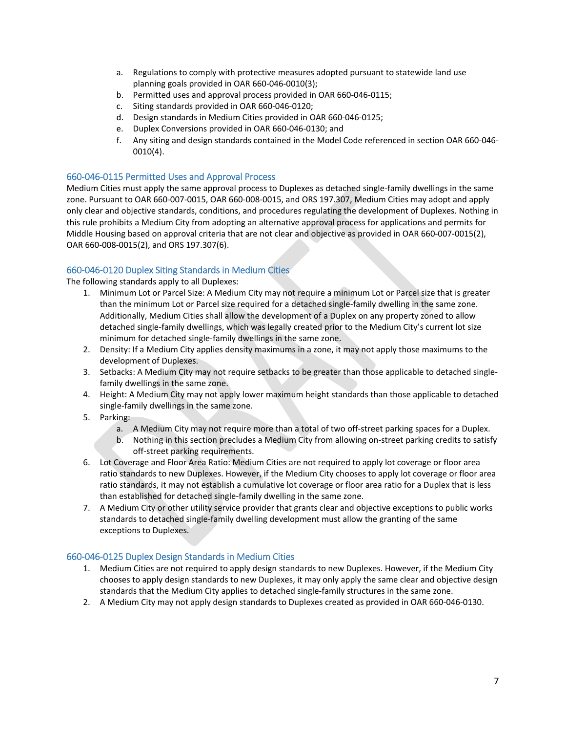a. Regulations to comply with protective measures adopted pursuant to statewide land use planning goals provided in OAR 660-046-0010(3);
b. Permitted uses and approval process provided in OAR 660-046-0115;
c. Siting standards provided in OAR 660-046-0120;
d. Design standards in Medium Cities provided in OAR 660-046-0125;
e. Duplex Conversions provided in OAR 660-046-0130; and
f. Any siting and design standards contained in the Model Code referenced in section OAR 660-046-0010(4).

## 660-046-0115 Permitted Uses and Approval Process

Medium Cities must apply the same approval process to Duplexes as detached single-family dwellings in the same zone. Pursuant to OAR 660-007-0015, OAR 660-008-0015, and ORS 197.307, Medium Cities may adopt and apply only clear and objective standards, conditions, and procedures regulating the development of Duplexes. Nothing in this rule prohibits a Medium City from adopting an alternative approval process for applications and permits for Middle Housing based on approval criteria that are not clear and objective as provided in OAR 660-007-0015(2), OAR 660-008-0015(2), and ORS 197.307(6).

## 660-046-0120 Duplex Siting Standards in Medium Cities

The following standards apply to all Duplexes:

1. Minimum Lot or Parcel Size: A Medium City may not require a minimum Lot or Parcel size that is greater than the minimum Lot or Parcel size required for a detached single-family dwelling in the same zone. Additionally, Medium Cities shall allow the development of a Duplex on any property zoned to allow detached single-family dwellings, which was legally created prior to the Medium City's current lot size minimum for detached single-family dwellings in the same zone.
2. Density: If a Medium City applies density maximums in a zone, it may not apply those maximums to the development of Duplexes.
3. Setbacks: A Medium City may not require setbacks to be greater than those applicable to detached single-family dwellings in the same zone.
4. Height: A Medium City may not apply lower maximum height standards than those applicable to detached single-family dwellings in the same zone.
5. Parking:
   a. A Medium City may not require more than a total of two off-street parking spaces for a Duplex.
   b. Nothing in this section precludes a Medium City from allowing on-street parking credits to satisfy off-street parking requirements.
6. Lot Coverage and Floor Area Ratio: Medium Cities are not required to apply lot coverage or floor area ratio standards to new Duplexes. However, if the Medium City chooses to apply lot coverage or floor area ratio standards, it may not establish a cumulative lot coverage or floor area ratio for a Duplex that is less than established for detached single-family dwelling in the same zone.
7. A Medium City or other utility service provider that grants clear and objective exceptions to public works standards to detached single-family dwelling development must allow the granting of the same exceptions to Duplexes.

## 660-046-0125 Duplex Design Standards in Medium Cities

1. Medium Cities are not required to apply design standards to new Duplexes. However, if the Medium City chooses to apply design standards to new Duplexes, it may only apply the same clear and objective design standards that the Medium City applies to detached single-family structures in the same zone.
2. A Medium City may not apply design standards to Duplexes created as provided in OAR 660-046-0130.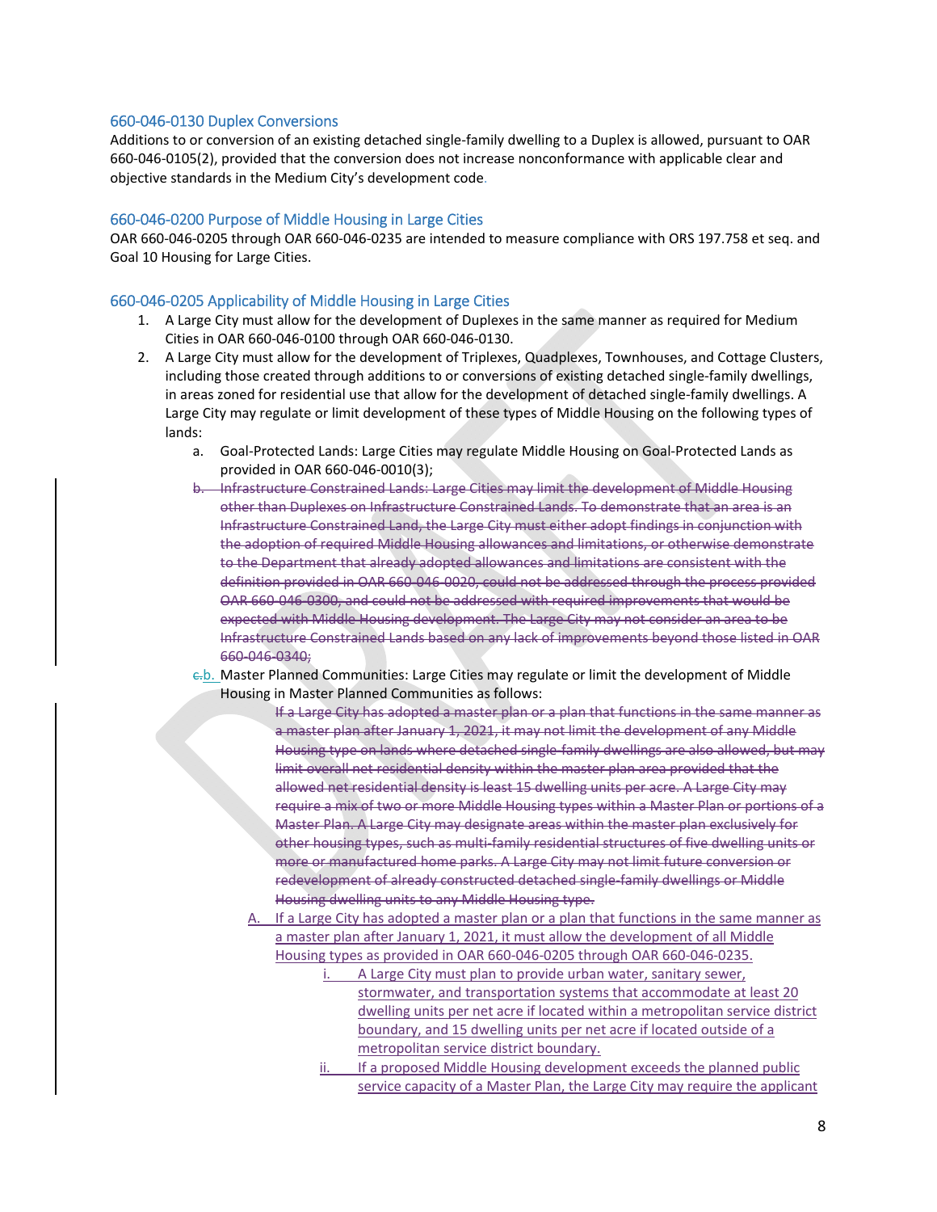## 660-046-0130 Duplex Conversions

Additions to or conversion of an existing detached single-family dwelling to a Duplex is allowed, pursuant to OAR 660-046-0105(2), provided that the conversion does not increase nonconformance with applicable clear and objective standards in the Medium City's development code.

## 660-046-0200 Purpose of Middle Housing in Large Cities

OAR 660-046-0205 through OAR 660-046-0235 are intended to measure compliance with ORS 197.758 et seq. and Goal 10 Housing for Large Cities.

## 660-046-0205 Applicability of Middle Housing in Large Cities

1. A Large City must allow for the development of Duplexes in the same manner as required for Medium Cities in OAR 660-046-0100 through OAR 660-046-0130.
2. A Large City must allow for the development of Triplexes, Quadplexes, Townhouses, and Cottage Clusters, including those created through additions to or conversions of existing detached single-family dwellings, in areas zoned for residential use that allow for the development of detached single-family dwellings. A Large City may regulate or limit development of these types of Middle Housing on the following types of lands:
   a. Goal-Protected Lands: Large Cities may regulate Middle Housing on Goal-Protected Lands as provided in OAR 660-046-0010(3);
   ~~b. Infrastructure Constrained Lands: Large Cities may limit the development of Middle Housing other than Duplexes on Infrastructure Constrained Lands. To demonstrate that an area is an Infrastructure Constrained Land, the Large City must either adopt findings in conjunction with the adoption of required Middle Housing allowances and limitations, or otherwise demonstrate to the Department that already adopted allowances and limitations are consistent with the definition provided in OAR 660-046-0020, could not be addressed through the process provided OAR 660-046-0300, and could not be addressed with required improvements that would be expected with Middle Housing development. The Large City may not consider an area to be Infrastructure Constrained Lands based on any lack of improvements beyond those listed in OAR 660-046-0340;~~
   ~~c.~~b. Master Planned Communities: Large Cities may regulate or limit the development of Middle Housing in Master Planned Communities as follows:
      ~~If a Large City has adopted a master plan or a plan that functions in the same manner as a master plan after January 1, 2021, it may not limit the development of any Middle Housing type on lands where detached single-family dwellings are also allowed, but may limit overall net residential density within the master plan area provided that the allowed net residential density is least 15 dwelling units per acre. A Large City may require a mix of two or more Middle Housing types within a Master Plan or portions of a Master Plan. A Large City may designate areas within the master plan exclusively for other housing types, such as multi-family residential structures of five dwelling units or more or manufactured home parks. A Large City may not limit future conversion or redevelopment of already constructed detached single-family dwellings or Middle Housing dwelling units to any Middle Housing type.~~
      A. <u>If a Large City has adopted a master plan or a plan that functions in the same manner as a master plan after January 1, 2021, it must allow the development of all Middle Housing types as provided in OAR 660-046-0205 through OAR 660-046-0235.</u>
         i. <u>A Large City must plan to provide urban water, sanitary sewer, stormwater, and transportation systems that accommodate at least 20 dwelling units per net acre if located within a metropolitan service district boundary, and 15 dwelling units per net acre if located outside of a metropolitan service district boundary.</u>
         ii. <u>If a proposed Middle Housing development exceeds the planned public service capacity of a Master Plan, the Large City may require the applicant</u>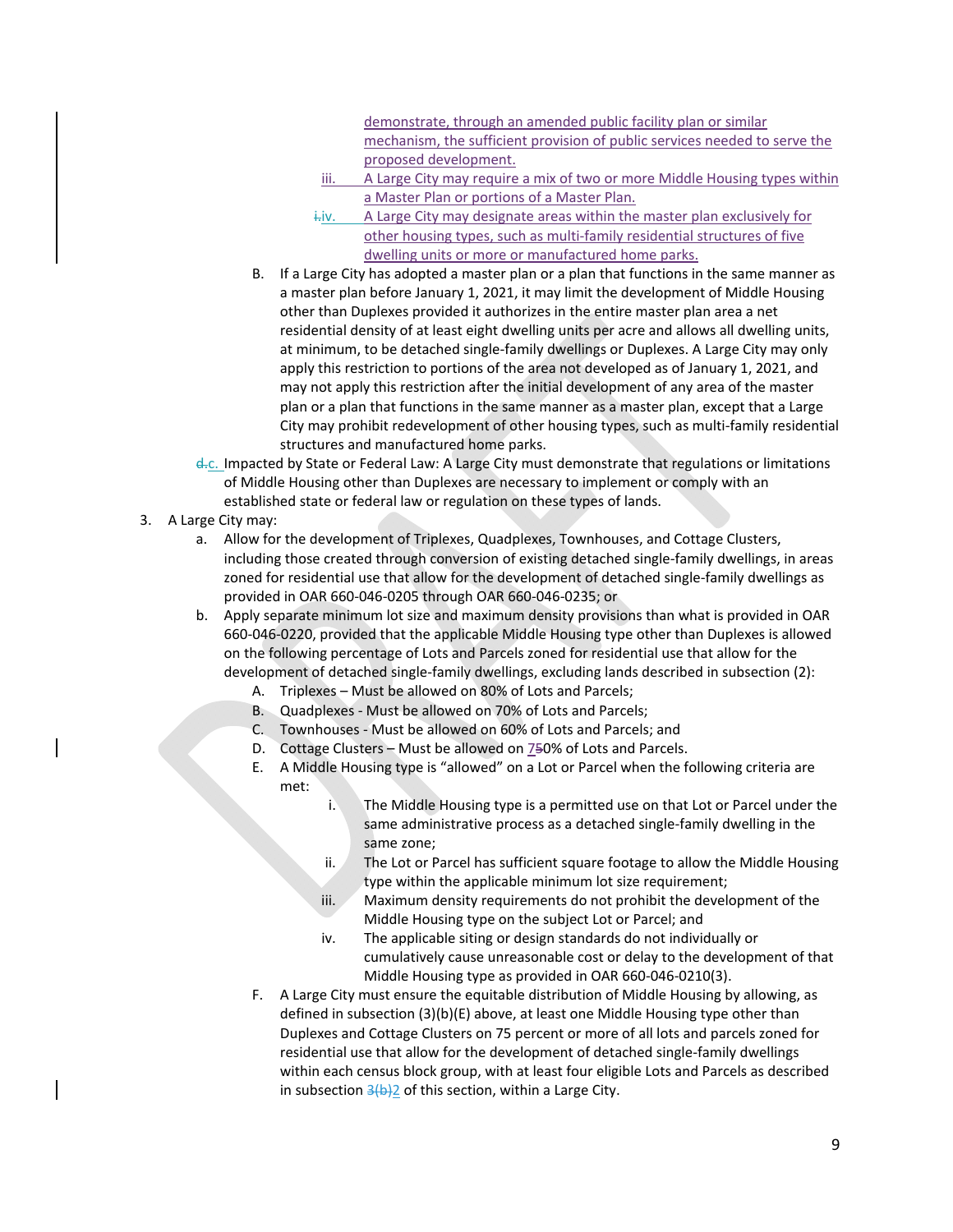demonstrate, through an amended public facility plan or similar mechanism, the sufficient provision of public services needed to serve the proposed development.

iii. A Large City may require a mix of two or more Middle Housing types within a Master Plan or portions of a Master Plan.

~~i.~~iv. A Large City may designate areas within the master plan exclusively for other housing types, such as multi-family residential structures of five dwelling units or more or manufactured home parks.

B. If a Large City has adopted a master plan or a plan that functions in the same manner as a master plan before January 1, 2021, it may limit the development of Middle Housing other than Duplexes provided it authorizes in the entire master plan area a net residential density of at least eight dwelling units per acre and allows all dwelling units, at minimum, to be detached single-family dwellings or Duplexes. A Large City may only apply this restriction to portions of the area not developed as of January 1, 2021, and may not apply this restriction after the initial development of any area of the master plan or a plan that functions in the same manner as a master plan, except that a Large City may prohibit redevelopment of other housing types, such as multi-family residential structures and manufactured home parks.

~~d.~~c. Impacted by State or Federal Law: A Large City must demonstrate that regulations or limitations of Middle Housing other than Duplexes are necessary to implement or comply with an established state or federal law or regulation on these types of lands.

3. A Large City may:
   a. Allow for the development of Triplexes, Quadplexes, Townhouses, and Cottage Clusters, including those created through conversion of existing detached single-family dwellings, in areas zoned for residential use that allow for the development of detached single-family dwellings as provided in OAR 660-046-0205 through OAR 660-046-0235; or
   b. Apply separate minimum lot size and maximum density provisions than what is provided in OAR 660-046-0220, provided that the applicable Middle Housing type other than Duplexes is allowed on the following percentage of Lots and Parcels zoned for residential use that allow for the development of detached single-family dwellings, excluding lands described in subsection (2):
      A. Triplexes – Must be allowed on 80% of Lots and Parcels;
      B. Quadplexes - Must be allowed on 70% of Lots and Parcels;
      C. Townhouses - Must be allowed on 60% of Lots and Parcels; and
      D. Cottage Clusters – Must be allowed on 7~~5~~0% of Lots and Parcels.
      E. A Middle Housing type is "allowed" on a Lot or Parcel when the following criteria are met:
         i. The Middle Housing type is a permitted use on that Lot or Parcel under the same administrative process as a detached single-family dwelling in the same zone;
         ii. The Lot or Parcel has sufficient square footage to allow the Middle Housing type within the applicable minimum lot size requirement;
         iii. Maximum density requirements do not prohibit the development of the Middle Housing type on the subject Lot or Parcel; and
         iv. The applicable siting or design standards do not individually or cumulatively cause unreasonable cost or delay to the development of that Middle Housing type as provided in OAR 660-046-0210(3).
      F. A Large City must ensure the equitable distribution of Middle Housing by allowing, as defined in subsection (3)(b)(E) above, at least one Middle Housing type other than Duplexes and Cottage Clusters on 75 percent or more of all lots and parcels zoned for residential use that allow for the development of detached single-family dwellings within each census block group, with at least four eligible Lots and Parcels as described in subsection ~~3(b)~~2 of this section, within a Large City.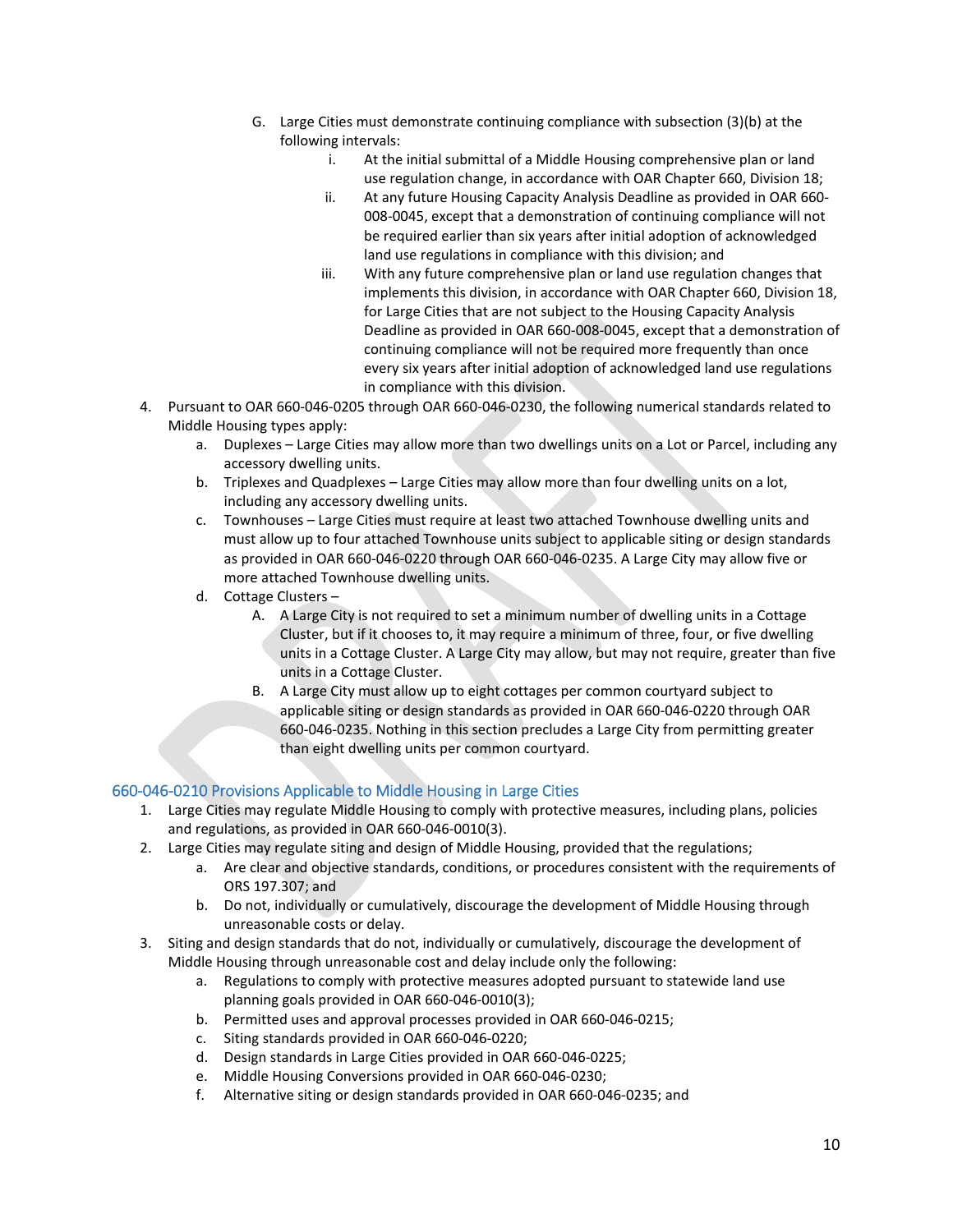G. Large Cities must demonstrate continuing compliance with subsection (3)(b) at the following intervals:
   i. At the initial submittal of a Middle Housing comprehensive plan or land use regulation change, in accordance with OAR Chapter 660, Division 18;
   ii. At any future Housing Capacity Analysis Deadline as provided in OAR 660-008-0045, except that a demonstration of continuing compliance will not be required earlier than six years after initial adoption of acknowledged land use regulations in compliance with this division; and
   iii. With any future comprehensive plan or land use regulation changes that implements this division, in accordance with OAR Chapter 660, Division 18, for Large Cities that are not subject to the Housing Capacity Analysis Deadline as provided in OAR 660-008-0045, except that a demonstration of continuing compliance will not be required more frequently than once every six years after initial adoption of acknowledged land use regulations in compliance with this division.

4. Pursuant to OAR 660-046-0205 through OAR 660-046-0230, the following numerical standards related to Middle Housing types apply:
   a. Duplexes – Large Cities may allow more than two dwellings units on a Lot or Parcel, including any accessory dwelling units.
   b. Triplexes and Quadplexes – Large Cities may allow more than four dwelling units on a lot, including any accessory dwelling units.
   c. Townhouses – Large Cities must require at least two attached Townhouse dwelling units and must allow up to four attached Townhouse units subject to applicable siting or design standards as provided in OAR 660-046-0220 through OAR 660-046-0235. A Large City may allow five or more attached Townhouse dwelling units.
   d. Cottage Clusters –
      A. A Large City is not required to set a minimum number of dwelling units in a Cottage Cluster, but if it chooses to, it may require a minimum of three, four, or five dwelling units in a Cottage Cluster. A Large City may allow, but may not require, greater than five units in a Cottage Cluster.
      B. A Large City must allow up to eight cottages per common courtyard subject to applicable siting or design standards as provided in OAR 660-046-0220 through OAR 660-046-0235. Nothing in this section precludes a Large City from permitting greater than eight dwelling units per common courtyard.

## 660-046-0210 Provisions Applicable to Middle Housing in Large Cities

1. Large Cities may regulate Middle Housing to comply with protective measures, including plans, policies and regulations, as provided in OAR 660-046-0010(3).
2. Large Cities may regulate siting and design of Middle Housing, provided that the regulations;
   a. Are clear and objective standards, conditions, or procedures consistent with the requirements of ORS 197.307; and
   b. Do not, individually or cumulatively, discourage the development of Middle Housing through unreasonable costs or delay.
3. Siting and design standards that do not, individually or cumulatively, discourage the development of Middle Housing through unreasonable cost and delay include only the following:
   a. Regulations to comply with protective measures adopted pursuant to statewide land use planning goals provided in OAR 660-046-0010(3);
   b. Permitted uses and approval processes provided in OAR 660-046-0215;
   c. Siting standards provided in OAR 660-046-0220;
   d. Design standards in Large Cities provided in OAR 660-046-0225;
   e. Middle Housing Conversions provided in OAR 660-046-0230;
   f. Alternative siting or design standards provided in OAR 660-046-0235; and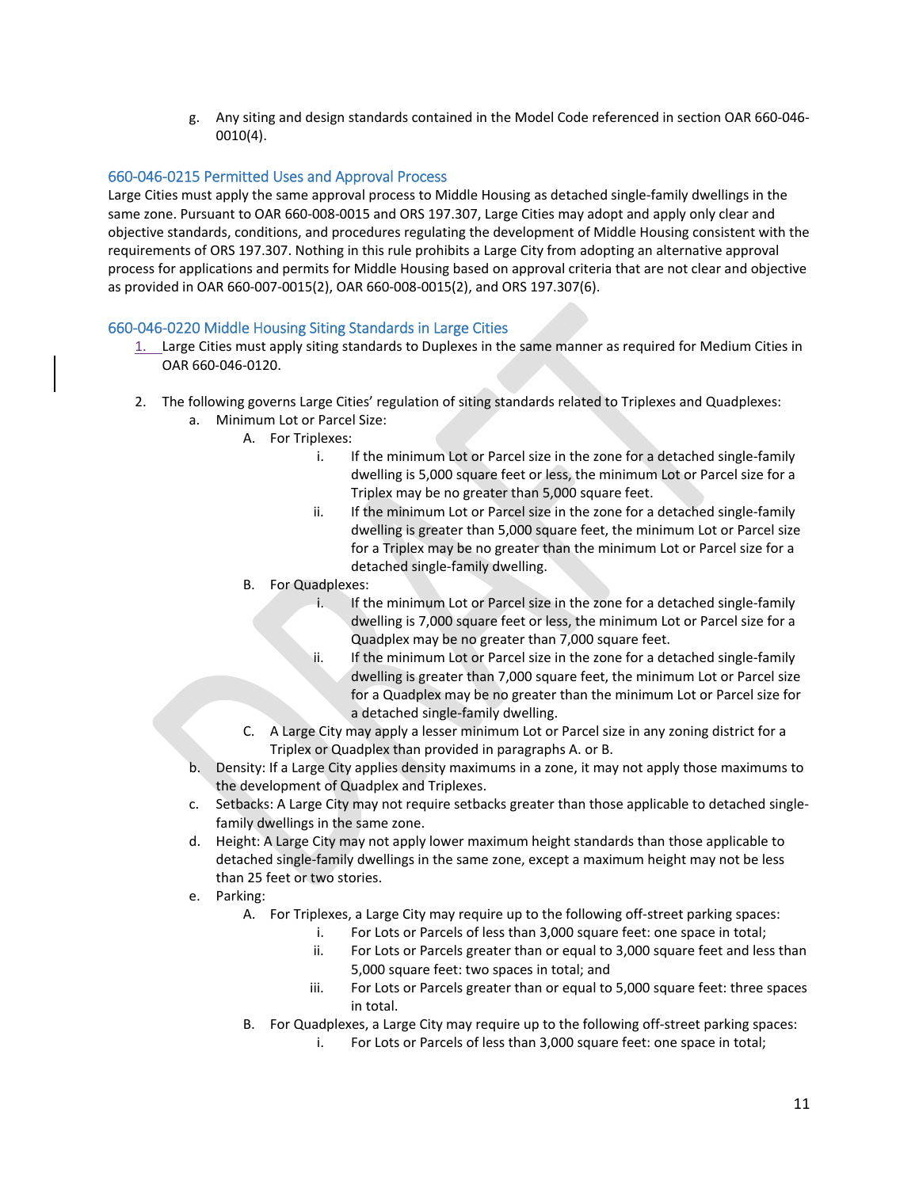g. Any siting and design standards contained in the Model Code referenced in section OAR 660-046-0010(4).

### 660-046-0215 Permitted Uses and Approval Process

Large Cities must apply the same approval process to Middle Housing as detached single-family dwellings in the same zone. Pursuant to OAR 660-008-0015 and ORS 197.307, Large Cities may adopt and apply only clear and objective standards, conditions, and procedures regulating the development of Middle Housing consistent with the requirements of ORS 197.307. Nothing in this rule prohibits a Large City from adopting an alternative approval process for applications and permits for Middle Housing based on approval criteria that are not clear and objective as provided in OAR 660-007-0015(2), OAR 660-008-0015(2), and ORS 197.307(6).

### 660-046-0220 Middle Housing Siting Standards in Large Cities

1. Large Cities must apply siting standards to Duplexes in the same manner as required for Medium Cities in OAR 660-046-0120.

2. The following governs Large Cities' regulation of siting standards related to Triplexes and Quadplexes:
   a. Minimum Lot or Parcel Size:
      A. For Triplexes:
         i. If the minimum Lot or Parcel size in the zone for a detached single-family dwelling is 5,000 square feet or less, the minimum Lot or Parcel size for a Triplex may be no greater than 5,000 square feet.
         ii. If the minimum Lot or Parcel size in the zone for a detached single-family dwelling is greater than 5,000 square feet, the minimum Lot or Parcel size for a Triplex may be no greater than the minimum Lot or Parcel size for a detached single-family dwelling.
      B. For Quadplexes:
         i. If the minimum Lot or Parcel size in the zone for a detached single-family dwelling is 7,000 square feet or less, the minimum Lot or Parcel size for a Quadplex may be no greater than 7,000 square feet.
         ii. If the minimum Lot or Parcel size in the zone for a detached single-family dwelling is greater than 7,000 square feet, the minimum Lot or Parcel size for a Quadplex may be no greater than the minimum Lot or Parcel size for a detached single-family dwelling.
      C. A Large City may apply a lesser minimum Lot or Parcel size in any zoning district for a Triplex or Quadplex than provided in paragraphs A. or B.
   b. Density: If a Large City applies density maximums in a zone, it may not apply those maximums to the development of Quadplex and Triplexes.
   c. Setbacks: A Large City may not require setbacks greater than those applicable to detached single-family dwellings in the same zone.
   d. Height: A Large City may not apply lower maximum height standards than those applicable to detached single-family dwellings in the same zone, except a maximum height may not be less than 25 feet or two stories.
   e. Parking:
      A. For Triplexes, a Large City may require up to the following off-street parking spaces:
         i. For Lots or Parcels of less than 3,000 square feet: one space in total;
         ii. For Lots or Parcels greater than or equal to 3,000 square feet and less than 5,000 square feet: two spaces in total; and
         iii. For Lots or Parcels greater than or equal to 5,000 square feet: three spaces in total.
      B. For Quadplexes, a Large City may require up to the following off-street parking spaces:
         i. For Lots or Parcels of less than 3,000 square feet: one space in total;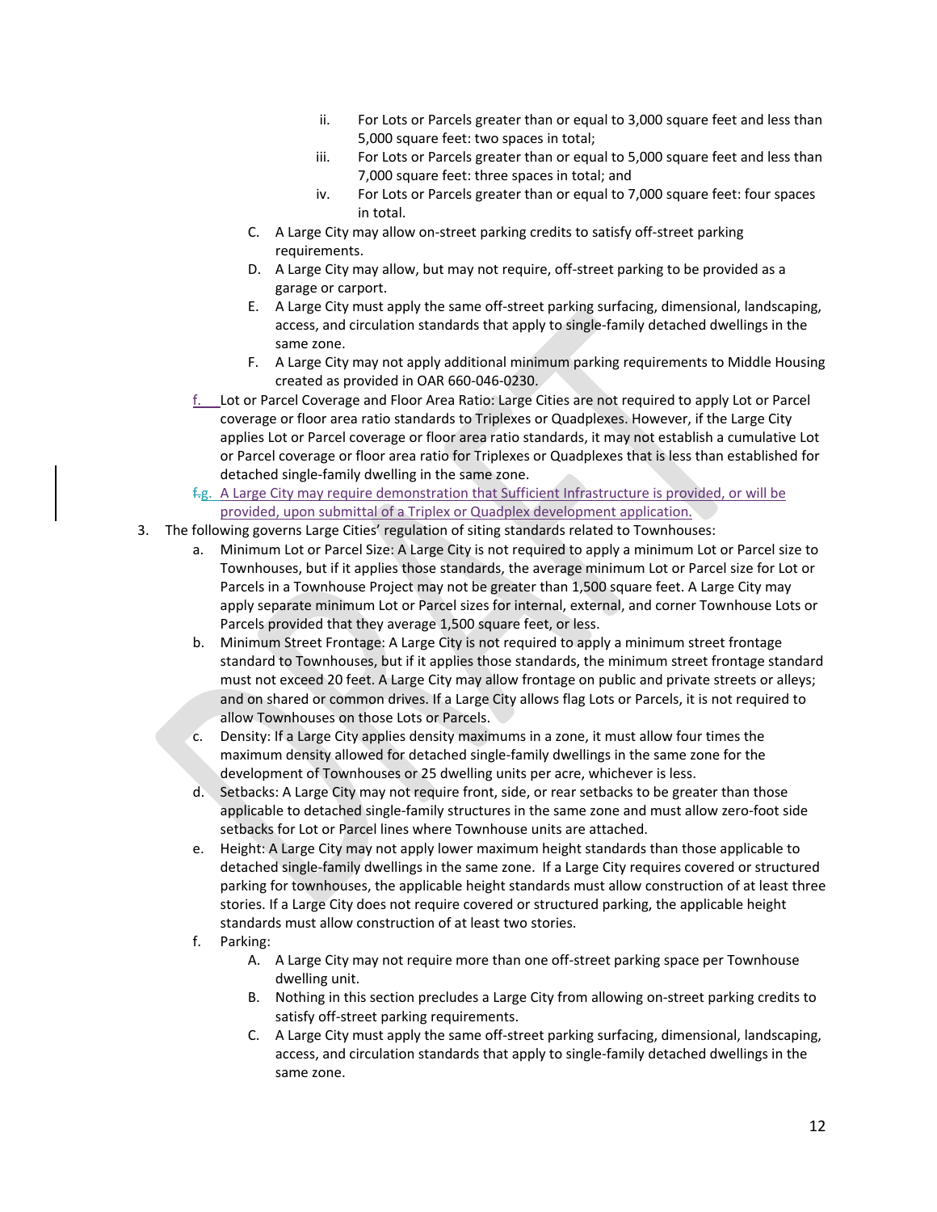ii. For Lots or Parcels greater than or equal to 3,000 square feet and less than 5,000 square feet: two spaces in total;
    iii. For Lots or Parcels greater than or equal to 5,000 square feet and less than 7,000 square feet: three spaces in total; and
    iv. For Lots or Parcels greater than or equal to 7,000 square feet: four spaces in total.

  C. A Large City may allow on-street parking credits to satisfy off-street parking requirements.
  D. A Large City may allow, but may not require, off-street parking to be provided as a garage or carport.
  E. A Large City must apply the same off-street parking surfacing, dimensional, landscaping, access, and circulation standards that apply to single-family detached dwellings in the same zone.
  F. A Large City may not apply additional minimum parking requirements to Middle Housing created as provided in OAR 660-046-0230.

f. Lot or Parcel Coverage and Floor Area Ratio: Large Cities are not required to apply Lot or Parcel coverage or floor area ratio standards to Triplexes or Quadplexes. However, if the Large City applies Lot or Parcel coverage or floor area ratio standards, it may not establish a cumulative Lot or Parcel coverage or floor area ratio for Triplexes or Quadplexes that is less than established for detached single-family dwelling in the same zone.

~~f.~~ g. A Large City may require demonstration that Sufficient Infrastructure is provided, or will be provided, upon submittal of a Triplex or Quadplex development application.

3. The following governs Large Cities' regulation of siting standards related to Townhouses:
   a. Minimum Lot or Parcel Size: A Large City is not required to apply a minimum Lot or Parcel size to Townhouses, but if it applies those standards, the average minimum Lot or Parcel size for Lot or Parcels in a Townhouse Project may not be greater than 1,500 square feet. A Large City may apply separate minimum Lot or Parcel sizes for internal, external, and corner Townhouse Lots or Parcels provided that they average 1,500 square feet, or less.
   b. Minimum Street Frontage: A Large City is not required to apply a minimum street frontage standard to Townhouses, but if it applies those standards, the minimum street frontage standard must not exceed 20 feet. A Large City may allow frontage on public and private streets or alleys; and on shared or common drives. If a Large City allows flag Lots or Parcels, it is not required to allow Townhouses on those Lots or Parcels.
   c. Density: If a Large City applies density maximums in a zone, it must allow four times the maximum density allowed for detached single-family dwellings in the same zone for the development of Townhouses or 25 dwelling units per acre, whichever is less.
   d. Setbacks: A Large City may not require front, side, or rear setbacks to be greater than those applicable to detached single-family structures in the same zone and must allow zero-foot side setbacks for Lot or Parcel lines where Townhouse units are attached.
   e. Height: A Large City may not apply lower maximum height standards than those applicable to detached single-family dwellings in the same zone. If a Large City requires covered or structured parking for townhouses, the applicable height standards must allow construction of at least three stories. If a Large City does not require covered or structured parking, the applicable height standards must allow construction of at least two stories.
   f. Parking:
      A. A Large City may not require more than one off-street parking space per Townhouse dwelling unit.
      B. Nothing in this section precludes a Large City from allowing on-street parking credits to satisfy off-street parking requirements.
      C. A Large City must apply the same off-street parking surfacing, dimensional, landscaping, access, and circulation standards that apply to single-family detached dwellings in the same zone.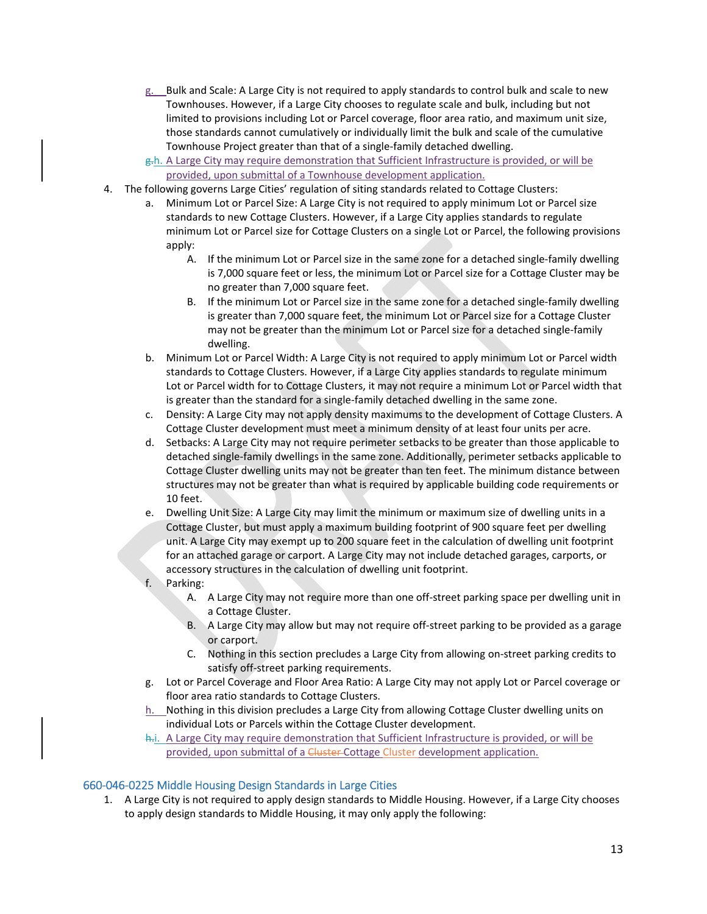g. Bulk and Scale: A Large City is not required to apply standards to control bulk and scale to new Townhouses. However, if a Large City chooses to regulate scale and bulk, including but not limited to provisions including Lot or Parcel coverage, floor area ratio, and maximum unit size, those standards cannot cumulatively or individually limit the bulk and scale of the cumulative Townhouse Project greater than that of a single-family detached dwelling.

~~g.~~h. A Large City may require demonstration that Sufficient Infrastructure is provided, or will be provided, upon submittal of a Townhouse development application.

4. The following governs Large Cities' regulation of siting standards related to Cottage Clusters:
   a. Minimum Lot or Parcel Size: A Large City is not required to apply minimum Lot or Parcel size standards to new Cottage Clusters. However, if a Large City applies standards to regulate minimum Lot or Parcel size for Cottage Clusters on a single Lot or Parcel, the following provisions apply:
      A. If the minimum Lot or Parcel size in the same zone for a detached single-family dwelling is 7,000 square feet or less, the minimum Lot or Parcel size for a Cottage Cluster may be no greater than 7,000 square feet.
      B. If the minimum Lot or Parcel size in the same zone for a detached single-family dwelling is greater than 7,000 square feet, the minimum Lot or Parcel size for a Cottage Cluster may not be greater than the minimum Lot or Parcel size for a detached single-family dwelling.
   b. Minimum Lot or Parcel Width: A Large City is not required to apply minimum Lot or Parcel width standards to Cottage Clusters. However, if a Large City applies standards to regulate minimum Lot or Parcel width for to Cottage Clusters, it may not require a minimum Lot or Parcel width that is greater than the standard for a single-family detached dwelling in the same zone.
   c. Density: A Large City may not apply density maximums to the development of Cottage Clusters. A Cottage Cluster development must meet a minimum density of at least four units per acre.
   d. Setbacks: A Large City may not require perimeter setbacks to be greater than those applicable to detached single-family dwellings in the same zone. Additionally, perimeter setbacks applicable to Cottage Cluster dwelling units may not be greater than ten feet. The minimum distance between structures may not be greater than what is required by applicable building code requirements or 10 feet.
   e. Dwelling Unit Size: A Large City may limit the minimum or maximum size of dwelling units in a Cottage Cluster, but must apply a maximum building footprint of 900 square feet per dwelling unit. A Large City may exempt up to 200 square feet in the calculation of dwelling unit footprint for an attached garage or carport. A Large City may not include detached garages, carports, or accessory structures in the calculation of dwelling unit footprint.
   f. Parking:
      A. A Large City may not require more than one off-street parking space per dwelling unit in a Cottage Cluster.
      B. A Large City may allow but may not require off-street parking to be provided as a garage or carport.
      C. Nothing in this section precludes a Large City from allowing on-street parking credits to satisfy off-street parking requirements.
   g. Lot or Parcel Coverage and Floor Area Ratio: A Large City may not apply Lot or Parcel coverage or floor area ratio standards to Cottage Clusters.
   h. Nothing in this division precludes a Large City from allowing Cottage Cluster dwelling units on individual Lots or Parcels within the Cottage Cluster development.
   ~~h.~~i. A Large City may require demonstration that Sufficient Infrastructure is provided, or will be provided, upon submittal of a ~~Cluster~~ Cottage Cluster development application.

## 660-046-0225 Middle Housing Design Standards in Large Cities

1. A Large City is not required to apply design standards to Middle Housing. However, if a Large City chooses to apply design standards to Middle Housing, it may only apply the following: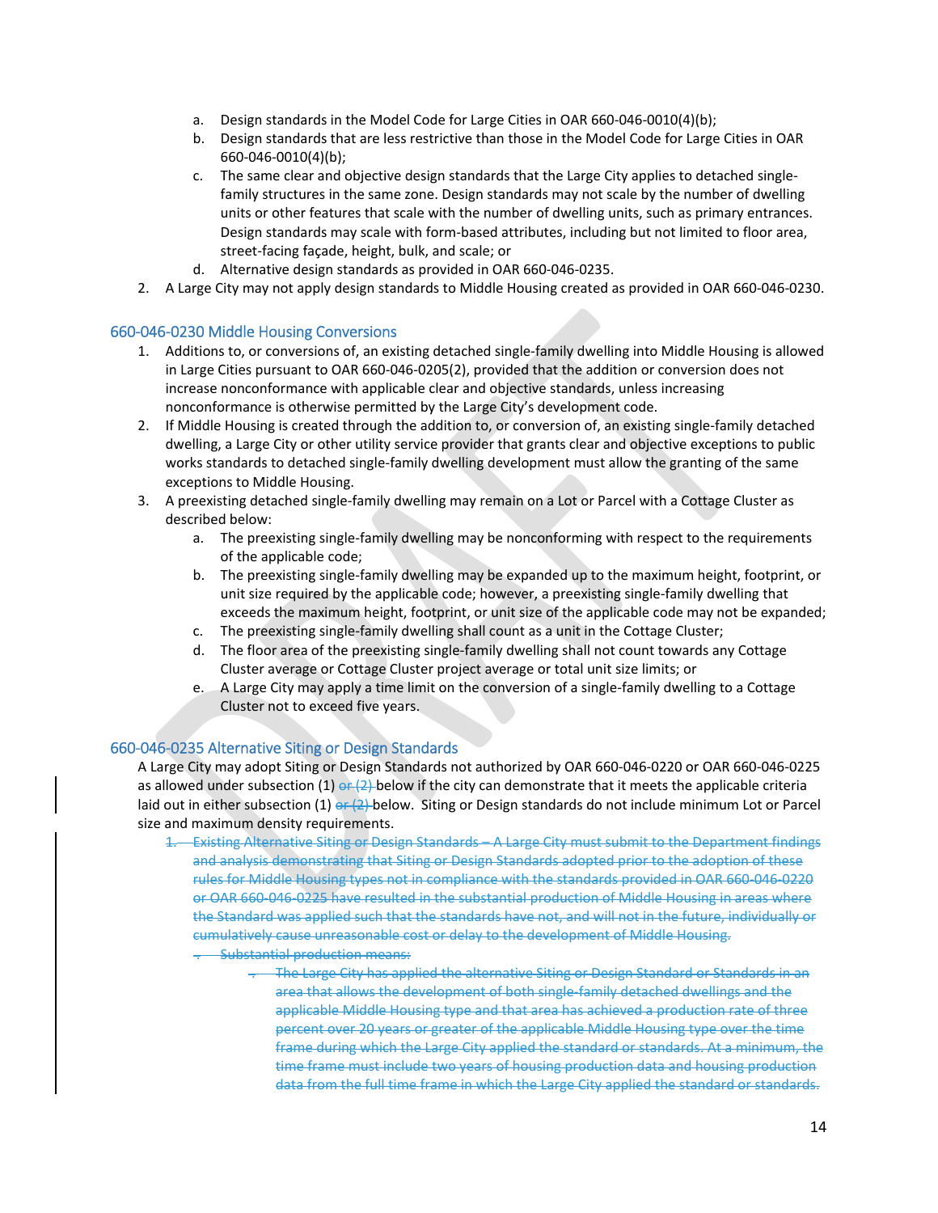a. Design standards in the Model Code for Large Cities in OAR 660-046-0010(4)(b);
   b. Design standards that are less restrictive than those in the Model Code for Large Cities in OAR 660-046-0010(4)(b);
   c. The same clear and objective design standards that the Large City applies to detached single-family structures in the same zone. Design standards may not scale by the number of dwelling units or other features that scale with the number of dwelling units, such as primary entrances. Design standards may scale with form-based attributes, including but not limited to floor area, street-facing façade, height, bulk, and scale; or
   d. Alternative design standards as provided in OAR 660-046-0235.
2. A Large City may not apply design standards to Middle Housing created as provided in OAR 660-046-0230.

## 660-046-0230 Middle Housing Conversions

1. Additions to, or conversions of, an existing detached single-family dwelling into Middle Housing is allowed in Large Cities pursuant to OAR 660-046-0205(2), provided that the addition or conversion does not increase nonconformance with applicable clear and objective standards, unless increasing nonconformance is otherwise permitted by the Large City's development code.
2. If Middle Housing is created through the addition to, or conversion of, an existing single-family detached dwelling, a Large City or other utility service provider that grants clear and objective exceptions to public works standards to detached single-family dwelling development must allow the granting of the same exceptions to Middle Housing.
3. A preexisting detached single-family dwelling may remain on a Lot or Parcel with a Cottage Cluster as described below:
   a. The preexisting single-family dwelling may be nonconforming with respect to the requirements of the applicable code;
   b. The preexisting single-family dwelling may be expanded up to the maximum height, footprint, or unit size required by the applicable code; however, a preexisting single-family dwelling that exceeds the maximum height, footprint, or unit size of the applicable code may not be expanded;
   c. The preexisting single-family dwelling shall count as a unit in the Cottage Cluster;
   d. The floor area of the preexisting single-family dwelling shall not count towards any Cottage Cluster average or Cottage Cluster project average or total unit size limits; or
   e. A Large City may apply a time limit on the conversion of a single-family dwelling to a Cottage Cluster not to exceed five years.

## 660-046-0235 Alternative Siting or Design Standards

A Large City may adopt Siting or Design Standards not authorized by OAR 660-046-0220 or OAR 660-046-0225 as allowed under subsection (1) ~~or (2)~~ below if the city can demonstrate that it meets the applicable criteria laid out in either subsection (1) ~~or (2)~~ below. Siting or Design standards do not include minimum Lot or Parcel size and maximum density requirements.

~~1. Existing Alternative Siting or Design Standards – A Large City must submit to the Department findings and analysis demonstrating that Siting or Design Standards adopted prior to the adoption of these rules for Middle Housing types not in compliance with the standards provided in OAR 660-046-0220 or OAR 660-046-0225 have resulted in the substantial production of Middle Housing in areas where the Standard was applied such that the standards have not, and will not in the future, individually or cumulatively cause unreasonable cost or delay to the development of Middle Housing.~~

~~Substantial production means:~~

~~The Large City has applied the alternative Siting or Design Standard or Standards in an area that allows the development of both single-family detached dwellings and the applicable Middle Housing type and that area has achieved a production rate of three percent over 20 years or greater of the applicable Middle Housing type over the time frame during which the Large City applied the standard or standards. At a minimum, the time frame must include two years of housing production data and housing production data from the full time frame in which the Large City applied the standard or standards.~~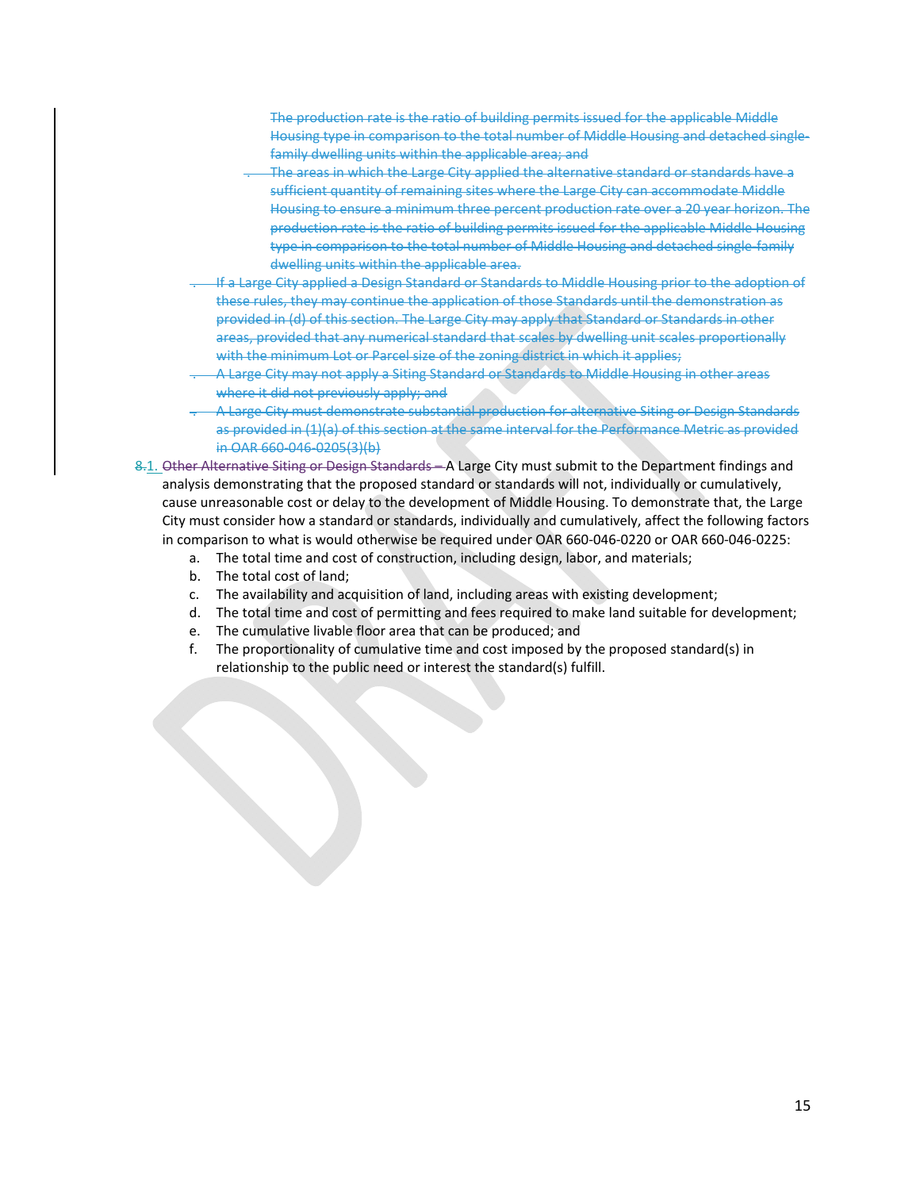~~The production rate is the ratio of building permits issued for the applicable Middle Housing type in comparison to the total number of Middle Housing and detached single-family dwelling units within the applicable area; and~~

~~The areas in which the Large City applied the alternative standard or standards have a sufficient quantity of remaining sites where the Large City can accommodate Middle Housing to ensure a minimum three percent production rate over a 20 year horizon. The production rate is the ratio of building permits issued for the applicable Middle Housing type in comparison to the total number of Middle Housing and detached single-family dwelling units within the applicable area.~~

~~If a Large City applied a Design Standard or Standards to Middle Housing prior to the adoption of these rules, they may continue the application of those Standards until the demonstration as provided in (d) of this section. The Large City may apply that Standard or Standards in other areas, provided that any numerical standard that scales by dwelling unit scales proportionally with the minimum Lot or Parcel size of the zoning district in which it applies;~~

~~A Large City may not apply a Siting Standard or Standards to Middle Housing in other areas where it did not previously apply; and~~

~~A Large City must demonstrate substantial production for alternative Siting or Design Standards as provided in (1)(a) of this section at the same interval for the Performance Metric as provided in OAR 660-046-0205(3)(b)~~

~~8.~~1. ~~Other Alternative Siting or Design Standards –~~ A Large City must submit to the Department findings and analysis demonstrating that the proposed standard or standards will not, individually or cumulatively, cause unreasonable cost or delay to the development of Middle Housing. To demonstrate that, the Large City must consider how a standard or standards, individually and cumulatively, affect the following factors in comparison to what is would otherwise be required under OAR 660-046-0220 or OAR 660-046-0225:

a. The total time and cost of construction, including design, labor, and materials;

b. The total cost of land;

c. The availability and acquisition of land, including areas with existing development;

d. The total time and cost of permitting and fees required to make land suitable for development;

e. The cumulative livable floor area that can be produced; and

f. The proportionality of cumulative time and cost imposed by the proposed standard(s) in relationship to the public need or interest the standard(s) fulfill.